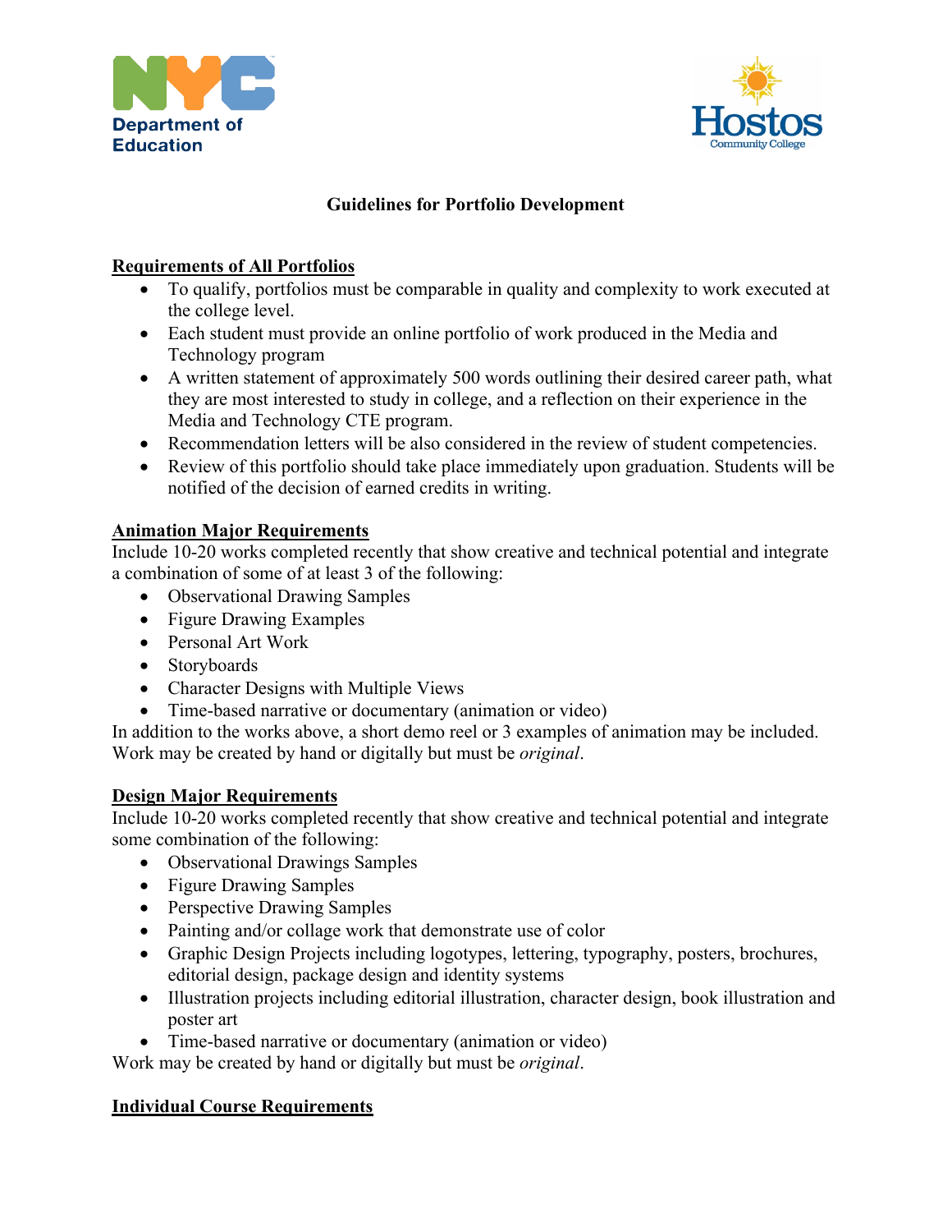Department of Education

Hostos Community College

# Guidelines for Portfolio Development

## Requirements of All Portfolios

- To qualify, portfolios must be comparable in quality and complexity to work executed at the college level.
- Each student must provide an online portfolio of work produced in the Media and Technology program
- A written statement of approximately 500 words outlining their desired career path, what they are most interested to study in college, and a reflection on their experience in the Media and Technology CTE program.
- Recommendation letters will be also considered in the review of student competencies.
- Review of this portfolio should take place immediately upon graduation. Students will be notified of the decision of earned credits in writing.

## Animation Major Requirements

Include 10-20 works completed recently that show creative and technical potential and integrate a combination of some of at least 3 of the following:

- Observational Drawing Samples
- Figure Drawing Examples
- Personal Art Work
- Storyboards
- Character Designs with Multiple Views
- Time-based narrative or documentary (animation or video)

In addition to the works above, a short demo reel or 3 examples of animation may be included. Work may be created by hand or digitally but must be *original*.

## Design Major Requirements

Include 10-20 works completed recently that show creative and technical potential and integrate some combination of the following:

- Observational Drawings Samples
- Figure Drawing Samples
- Perspective Drawing Samples
- Painting and/or collage work that demonstrate use of color
- Graphic Design Projects including logotypes, lettering, typography, posters, brochures, editorial design, package design and identity systems
- Illustration projects including editorial illustration, character design, book illustration and poster art
- Time-based narrative or documentary (animation or video)

Work may be created by hand or digitally but must be *original*.

## Individual Course Requirements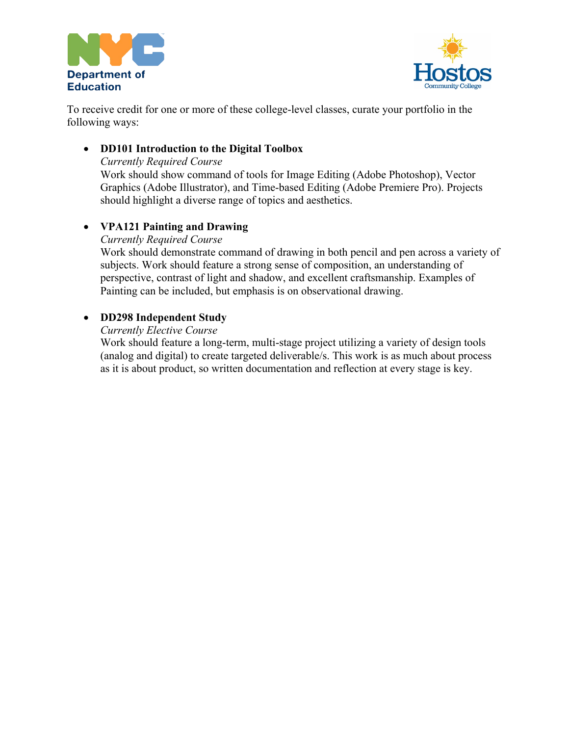To receive credit for one or more of these college-level classes, curate your portfolio in the following ways:

- **DD101 Introduction to the Digital Toolbox**
  *Currently Required Course*
  Work should show command of tools for Image Editing (Adobe Photoshop), Vector Graphics (Adobe Illustrator), and Time-based Editing (Adobe Premiere Pro). Projects should highlight a diverse range of topics and aesthetics.

- **VPA121 Painting and Drawing**
  *Currently Required Course*
  Work should demonstrate command of drawing in both pencil and pen across a variety of subjects. Work should feature a strong sense of composition, an understanding of perspective, contrast of light and shadow, and excellent craftsmanship. Examples of Painting can be included, but emphasis is on observational drawing.

- **DD298 Independent Study**
  *Currently Elective Course*
  Work should feature a long-term, multi-stage project utilizing a variety of design tools (analog and digital) to create targeted deliverable/s. This work is as much about process as it is about product, so written documentation and reflection at every stage is key.